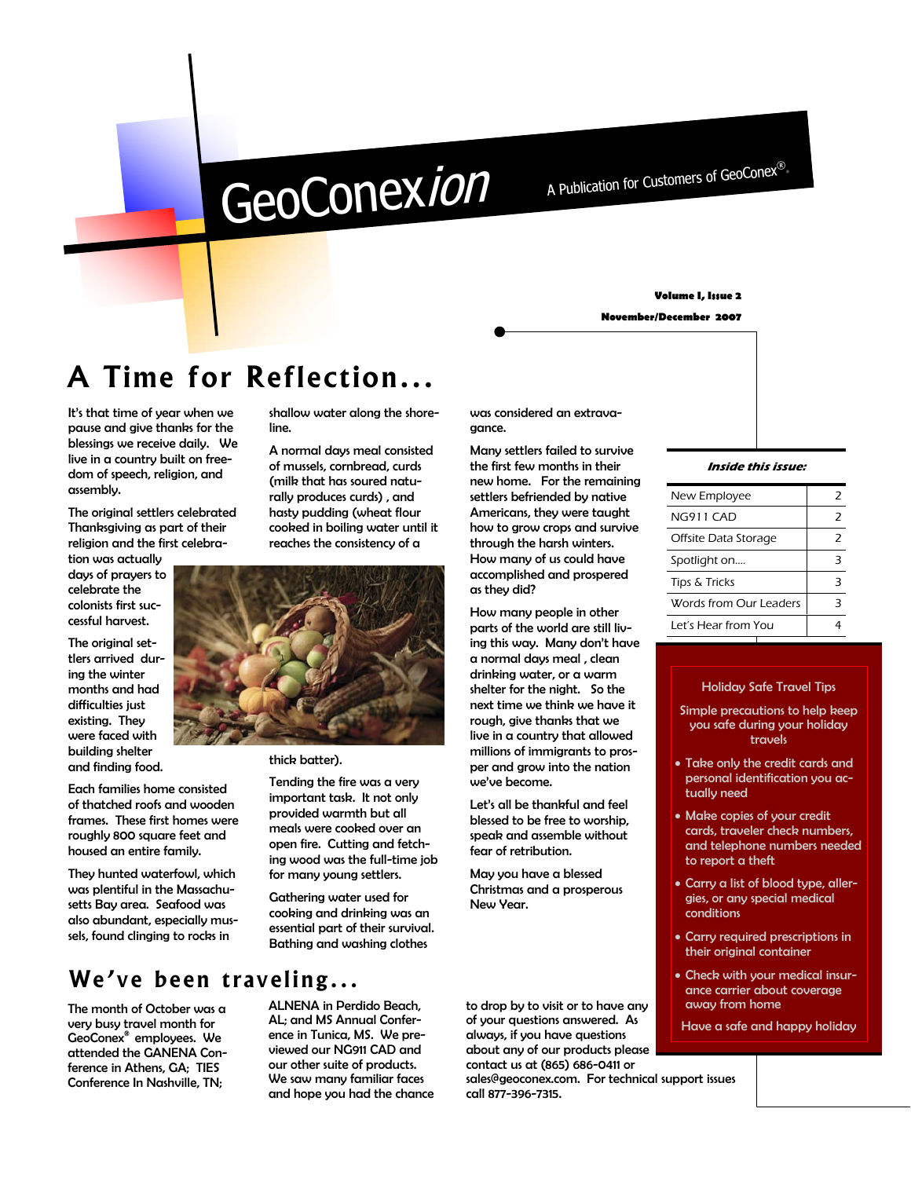# GeoConex*ion*

A Publication for Customers of GeoConex®.

**Volume I, Issue 2**

**November/December 2007**

## A Time for Reflection...

It's that time of year when we pause and give thanks for the blessings we receive daily. We live in a country built on freedom of speech, religion, and assembly.

The original settlers celebrated Thanksgiving as part of their religion and the first celebration was actually days of prayers to celebrate the colonists first successful harvest.

The original settlers arrived during the winter months and had difficulties just existing. They were faced with building shelter and finding food.

Each families home consisted of thatched roofs and wooden frames. These first homes were roughly 800 square feet and housed an entire family.

They hunted waterfowl, which was plentiful in the Massachusetts Bay area. Seafood was also abundant, especially mussels, found clinging to rocks in shallow water along the shoreline.

A normal days meal consisted of mussels, cornbread, curds (milk that has soured naturally produces curds) , and hasty pudding (wheat flour cooked in boiling water until it reaches the consistency of a thick batter).

Tending the fire was a very important task. It not only provided warmth but all meals were cooked over an open fire. Cutting and fetching wood was the full-time job for many young settlers.

Gathering water used for cooking and drinking was an essential part of their survival. Bathing and washing clothes was considered an extravagance.

Many settlers failed to survive the first few months in their new home. For the remaining settlers befriended by native Americans, they were taught how to grow crops and survive through the harsh winters. How many of us could have accomplished and prospered as they did?

How many people in other parts of the world are still living this way. Many don't have a normal days meal , clean drinking water, or a warm shelter for the night. So the next time we think we have it rough, give thanks that we live in a country that allowed millions of immigrants to prosper and grow into the nation we've become.

Let's all be thankful and feel blessed to be free to worship, speak and assemble without fear of retribution.

May you have a blessed Christmas and a prosperous New Year.

## We've been traveling...

The month of October was a very busy travel month for GeoConex® employees. We attended the GANENA Conference in Athens, GA; TIES Conference In Nashville, TN; ALNENA in Perdido Beach, AL; and MS Annual Conference in Tunica, MS. We previewed our NG911 CAD and our other suite of products. We saw many familiar faces and hope you had the chance to drop by to visit or to have any of your questions answered. As always, if you have questions about any of our products please contact us at (865) 686-0411 or sales@geoconex.com. For technical support issues call 877-396-7315.

***Inside this issue:***

| | |
|---|---|
| New Employee | 2 |
| NG911 CAD | 2 |
| Offsite Data Storage | 2 |
| Spotlight on.... | 3 |
| Tips & Tricks | 3 |
| Words from Our Leaders | 3 |
| Let's Hear from You | 4 |

### Holiday Safe Travel Tips

Simple precautions to help keep you safe during your holiday travels

- Take only the credit cards and personal identification you actually need
- Make copies of your credit cards, traveler check numbers, and telephone numbers needed to report a theft
- Carry a list of blood type, allergies, or any special medical conditions
- Carry required prescriptions in their original container
- Check with your medical insurance carrier about coverage away from home

Have a safe and happy holiday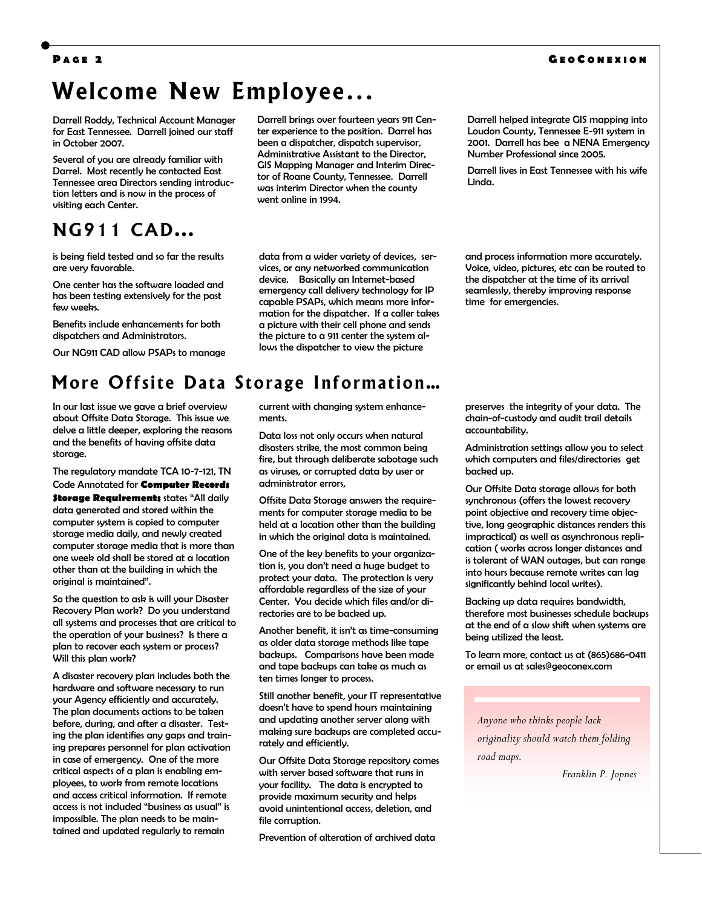# Welcome New Employee...

Darrell Roddy, Technical Account Manager for East Tennessee. Darrell joined our staff in October 2007.

Several of you are already familiar with Darrel. Most recently he contacted East Tennessee area Directors sending introduction letters and is now in the process of visiting each Center.

Darrell brings over fourteen years 911 Center experience to the position. Darrel has been a dispatcher, dispatch supervisor, Administrative Assistant to the Director, GIS Mapping Manager and Interim Director of Roane County, Tennessee. Darrell was interim Director when the county went online in 1994.

Darrell helped integrate GIS mapping into Loudon County, Tennessee E-911 system in 2001. Darrell has bee a NENA Emergency Number Professional since 2005.

Darrell lives in East Tennessee with his wife Linda.

# NG911 CAD...

is being field tested and so far the results are very favorable.

One center has the software loaded and has been testing extensively for the past few weeks.

Benefits include enhancements for both dispatchers and Administrators.

Our NG911 CAD allow PSAPs to manage data from a wider variety of devices, services, or any networked communication device. Basically an Internet-based emergency call delivery technology for IP capable PSAPs, which means more information for the dispatcher. If a caller takes a picture with their cell phone and sends the picture to a 911 center the system allows the dispatcher to view the picture and process information more accurately. Voice, video, pictures, etc can be routed to the dispatcher at the time of its arrival seamlessly, thereby improving response time for emergencies.

# More Offsite Data Storage Information...

In our last issue we gave a brief overview about Offsite Data Storage. This issue we delve a little deeper, exploring the reasons and the benefits of having offsite data storage.

The regulatory mandate TCA 10-7-121, TN Code Annotated for **Computer Records Storage Requirements** states "All daily data generated and stored within the computer system is copied to computer storage media daily, and newly created computer storage media that is more than one week old shall be stored at a location other than at the building in which the original is maintained".

So the question to ask is will your Disaster Recovery Plan work? Do you understand all systems and processes that are critical to the operation of your business? Is there a plan to recover each system or process? Will this plan work?

A disaster recovery plan includes both the hardware and software necessary to run your Agency efficiently and accurately. The plan documents actions to be taken before, during, and after a disaster. Testing the plan identifies any gaps and training prepares personnel for plan activation in case of emergency. One of the more critical aspects of a plan is enabling employees, to work from remote locations and access critical information. If remote access is not included "business as usual" is impossible. The plan needs to be maintained and updated regularly to remain current with changing system enhancements.

Data loss not only occurs when natural disasters strike, the most common being fire, but through deliberate sabotage such as viruses, or corrupted data by user or administrator errors,

Offsite Data Storage answers the requirements for computer storage media to be held at a location other than the building in which the original data is maintained.

One of the key benefits to your organization is, you don't need a huge budget to protect your data. The protection is very affordable regardless of the size of your Center. You decide which files and/or directories are to be backed up.

Another benefit, it isn't as time-consuming as older data storage methods like tape backups. Comparisons have been made and tape backups can take as much as ten times longer to process.

Still another benefit, your IT representative doesn't have to spend hours maintaining and updating another server along with making sure backups are completed accurately and efficiently.

Our Offsite Data Storage repository comes with server based software that runs in your facility. The data is encrypted to provide maximum security and helps avoid unintentional access, deletion, and file corruption.

Prevention of alteration of archived data preserves the integrity of your data. The chain-of-custody and audit trail details accountability.

Administration settings allow you to select which computers and files/directories get backed up.

Our Offsite Data storage allows for both synchronous (offers the lowest recovery point objective and recovery time objective, long geographic distances renders this impractical) as well as asynchronous replication ( works across longer distances and is tolerant of WAN outages, but can range into hours because remote writes can lag significantly behind local writes).

Backing up data requires bandwidth, therefore most businesses schedule backups at the end of a slow shift when systems are being utilized the least.

To learn more, contact us at (865)686-0411 or email us at sales@geoconex.com

*Anyone who thinks people lack originality should watch them folding road maps.*

*Franklin P. Jopnes*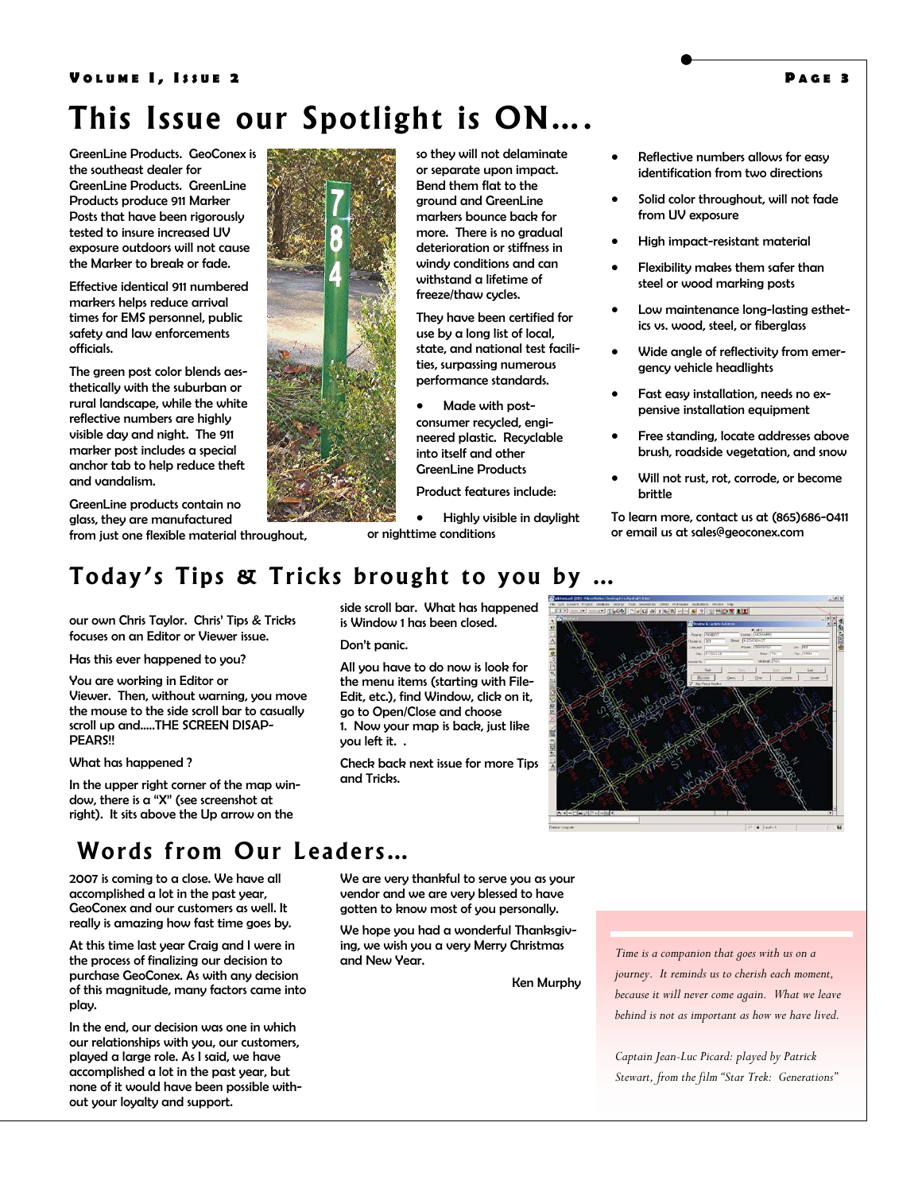# This Issue our Spotlight is ON….

GreenLine Products. GeoConex is the southeast dealer for GreenLine Products. GreenLine Products produce 911 Marker Posts that have been rigorously tested to insure increased UV exposure outdoors will not cause the Marker to break or fade.

Effective identical 911 numbered markers helps reduce arrival times for EMS personnel, public safety and law enforcements officials.

The green post color blends aesthetically with the suburban or rural landscape, while the white reflective numbers are highly visible day and night. The 911 marker post includes a special anchor tab to help reduce theft and vandalism.

GreenLine products contain no glass, they are manufactured from just one flexible material throughout, so they will not delaminate or separate upon impact. Bend them flat to the ground and GreenLine markers bounce back for more. There is no gradual deterioration or stiffness in windy conditions and can withstand a lifetime of freeze/thaw cycles.

They have been certified for use by a long list of local, state, and national test facilities, surpassing numerous performance standards.

- Made with post-consumer recycled, engineered plastic. Recyclable into itself and other GreenLine Products

Product features include:

- Highly visible in daylight or nighttime conditions
- Reflective numbers allows for easy identification from two directions
- Solid color throughout, will not fade from UV exposure
- High impact-resistant material
- Flexibility makes them safer than steel or wood marking posts
- Low maintenance long-lasting esthetics vs. wood, steel, or fiberglass
- Wide angle of reflectivity from emergency vehicle headlights
- Fast easy installation, needs no expensive installation equipment
- Free standing, locate addresses above brush, roadside vegetation, and snow
- Will not rust, rot, corrode, or become brittle

To learn more, contact us at (865)686-0411 or email us at sales@geoconex.com

# Today's Tips & Tricks brought to you by …

our own Chris Taylor. Chris' Tips & Tricks focuses on an Editor or Viewer issue.

Has this ever happened to you?

You are working in Editor or Viewer. Then, without warning, you move the mouse to the side scroll bar to casually scroll up and…..THE SCREEN DISAPPEARS!!

What has happened ?

In the upper right corner of the map window, there is a "X" (see screenshot at right). It sits above the Up arrow on the side scroll bar. What has happened is Window 1 has been closed.

Don't panic.

All you have to do now is look for the menu items (starting with File-Edit, etc.), find Window, click on it, go to Open/Close and choose 1. Now your map is back, just like you left it. .

Check back next issue for more Tips and Tricks.

# Words from Our Leaders…

2007 is coming to a close. We have all accomplished a lot in the past year, GeoConex and our customers as well. It really is amazing how fast time goes by.

At this time last year Craig and I were in the process of finalizing our decision to purchase GeoConex. As with any decision of this magnitude, many factors came into play.

In the end, our decision was one in which our relationships with you, our customers, played a large role. As I said, we have accomplished a lot in the past year, but none of it would have been possible without your loyalty and support.

We are very thankful to serve you as your vendor and we are very blessed to have gotten to know most of you personally.

We hope you had a wonderful Thanksgiving, we wish you a very Merry Christmas and New Year.

Ken Murphy

*Time is a companion that goes with us on a journey. It reminds us to cherish each moment, because it will never come again. What we leave behind is not as important as how we have lived.*

*Captain Jean-Luc Picard: played by Patrick Stewart, from the film "Star Trek: Generations"*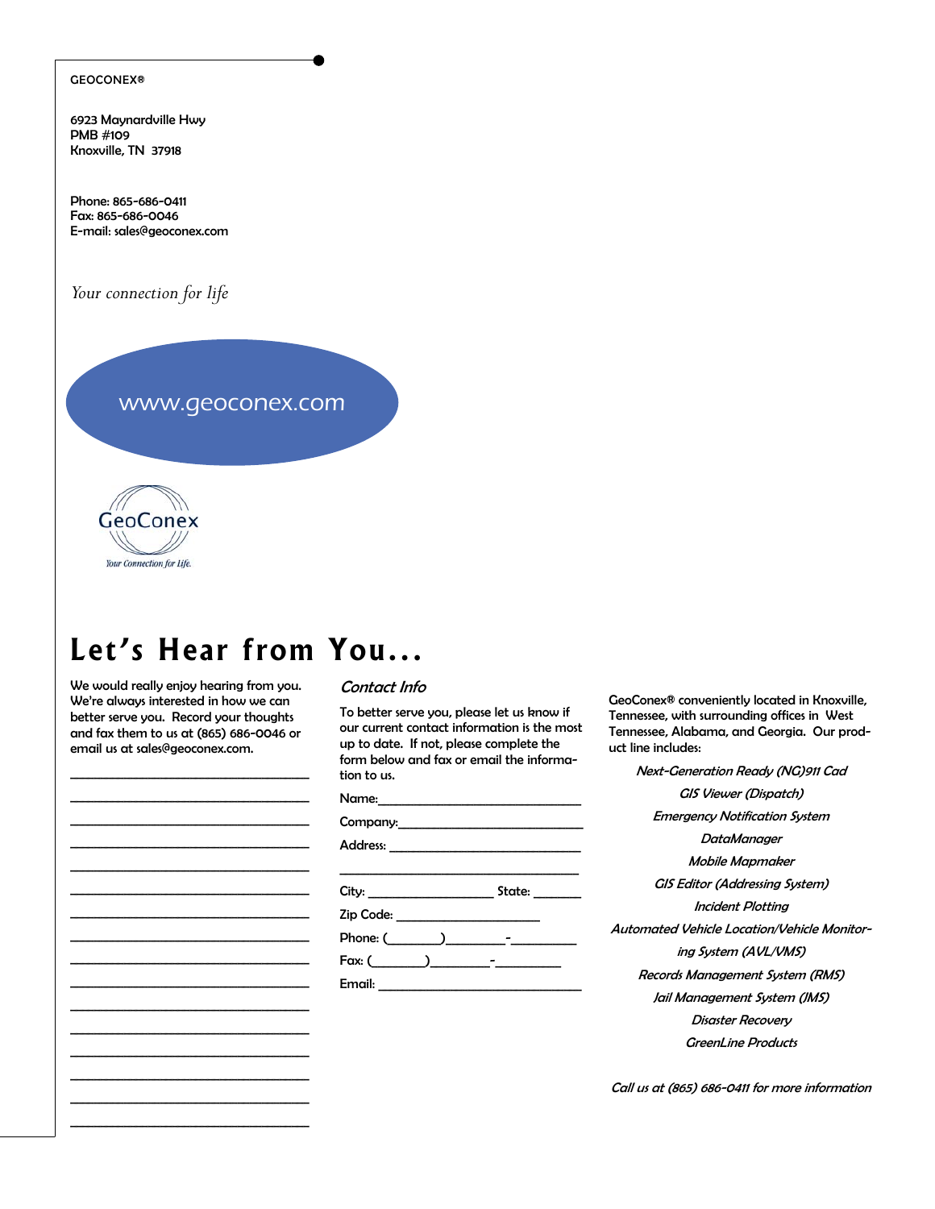GEOCONEX®

6923 Maynardville Hwy
PMB #109
Knoxville, TN 37918

Phone: 865-686-0411
Fax: 865-686-0046
E-mail: sales@geoconex.com

*Your connection for life*

www.geoconex.com

GeoConex
*Your Connection for Life.*

# Let's Hear from You...

We would really enjoy hearing from you. We're always interested in how we can better serve you. Record your thoughts and fax them to us at (865) 686-0046 or email us at sales@geoconex.com.

________________________________

________________________________

________________________________

________________________________

________________________________

________________________________

________________________________

________________________________

________________________________

________________________________

________________________________

________________________________

________________________________

________________________________

________________________________

________________________________

## *Contact Info*

To better serve you, please let us know if our current contact information is the most up to date. If not, please complete the form below and fax or email the information to us.

Name:____________________________

Company:__________________________

Address: __________________________

________________________________

City: _________________ State: ______

Zip Code: ____________________

Phone: (_______)________-_________

Fax: (_______)________-_________

Email: ____________________________

GeoConex® conveniently located in Knoxville, Tennessee, with surrounding offices in West Tennessee, Alabama, and Georgia. Our product line includes:

*Next-Generation Ready (NG)911 Cad*

*GIS Viewer (Dispatch)*

*Emergency Notification System*

*DataManager*

*Mobile Mapmaker*

*GIS Editor (Addressing System)*

*Incident Plotting*

*Automated Vehicle Location/Vehicle Monitoring System (AVL/VMS)*

*Records Management System (RMS)*

*Jail Management System (JMS)*

*Disaster Recovery*

*GreenLine Products*

*Call us at (865) 686-0411 for more information*